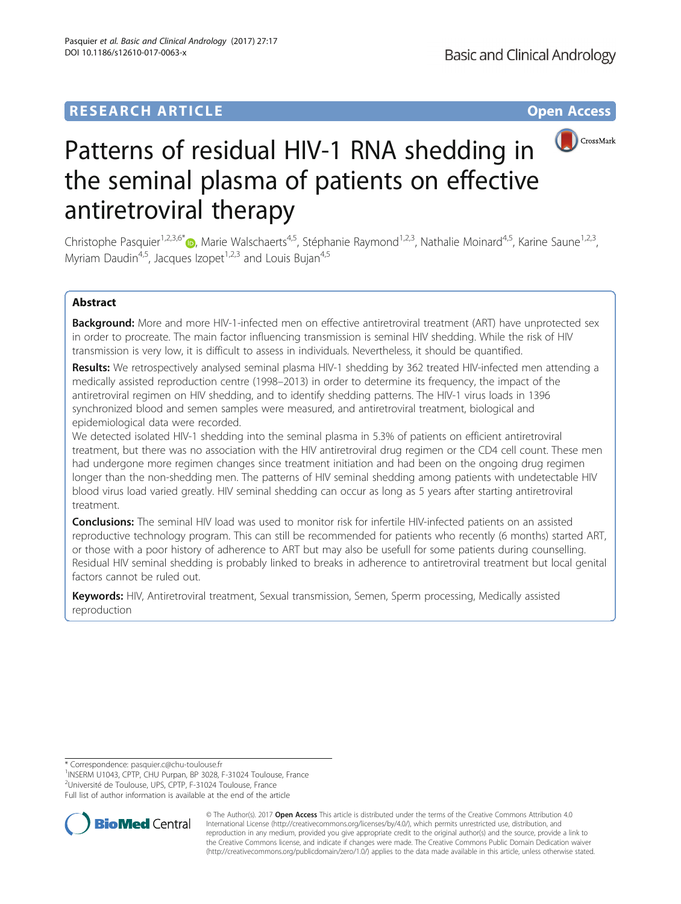RESEARCH ARTICLE

Open Access

# Patterns of residual HIV-1 RNA shedding in the seminal plasma of patients on effective antiretroviral therapy

Christophe Pasquier[1,2,3,6*], Marie Walschaerts[4,5], Stéphanie Raymond[1,2,3], Nathalie Moinard[4,5], Karine Saune[1,2,3], Myriam Daudin[4,5], Jacques Izopet[1,2,3] and Louis Bujan[4,5]

## Abstract

**Background:** More and more HIV-1-infected men on effective antiretroviral treatment (ART) have unprotected sex in order to procreate. The main factor influencing transmission is seminal HIV shedding. While the risk of HIV transmission is very low, it is difficult to assess in individuals. Nevertheless, it should be quantified.

**Results:** We retrospectively analysed seminal plasma HIV-1 shedding by 362 treated HIV-infected men attending a medically assisted reproduction centre (1998–2013) in order to determine its frequency, the impact of the antiretroviral regimen on HIV shedding, and to identify shedding patterns. The HIV-1 virus loads in 1396 synchronized blood and semen samples were measured, and antiretroviral treatment, biological and epidemiological data were recorded.

We detected isolated HIV-1 shedding into the seminal plasma in 5.3% of patients on efficient antiretroviral treatment, but there was no association with the HIV antiretroviral drug regimen or the CD4 cell count. These men had undergone more regimen changes since treatment initiation and had been on the ongoing drug regimen longer than the non-shedding men. The patterns of HIV seminal shedding among patients with undetectable HIV blood virus load varied greatly. HIV seminal shedding can occur as long as 5 years after starting antiretroviral treatment.

**Conclusions:** The seminal HIV load was used to monitor risk for infertile HIV-infected patients on an assisted reproductive technology program. This can still be recommended for patients who recently (6 months) started ART, or those with a poor history of adherence to ART but may also be usefull for some patients during counselling. Residual HIV seminal shedding is probably linked to breaks in adherence to antiretroviral treatment but local genital factors cannot be ruled out.

**Keywords:** HIV, Antiretroviral treatment, Sexual transmission, Semen, Sperm processing, Medically assisted reproduction

* Correspondence: pasquier.c@chu-toulouse.fr
[1]INSERM U1043, CPTP, CHU Purpan, BP 3028, F-31024 Toulouse, France
[2]Université de Toulouse, UPS, CPTP, F-31024 Toulouse, France
Full list of author information is available at the end of the article

© The Author(s). 2017 **Open Access** This article is distributed under the terms of the Creative Commons Attribution 4.0 International License (http://creativecommons.org/licenses/by/4.0/), which permits unrestricted use, distribution, and reproduction in any medium, provided you give appropriate credit to the original author(s) and the source, provide a link to the Creative Commons license, and indicate if changes were made. The Creative Commons Public Domain Dedication waiver (http://creativecommons.org/publicdomain/zero/1.0/) applies to the data made available in this article, unless otherwise stated.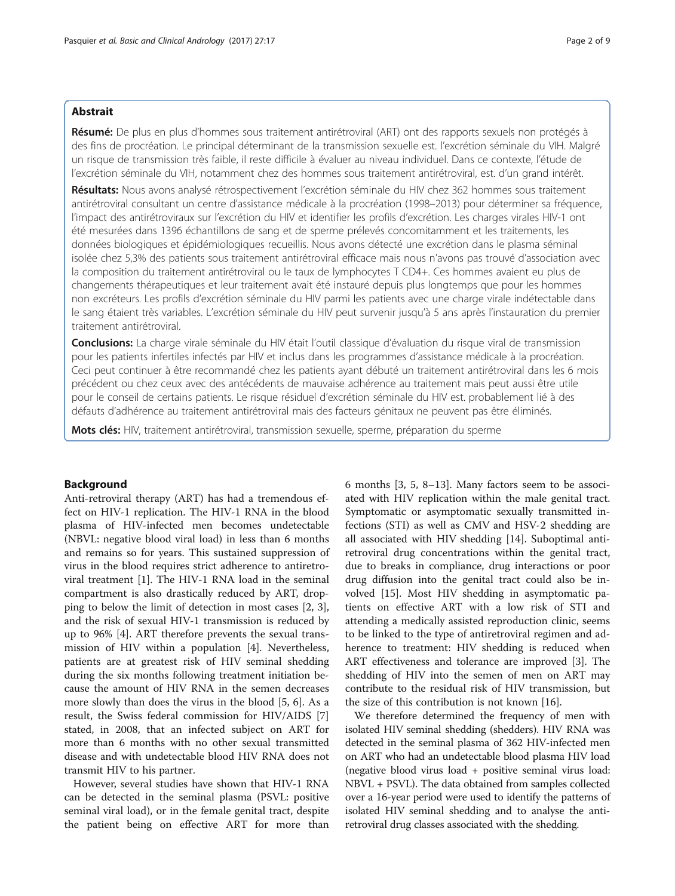## Abstrait

**Résumé:** De plus en plus d'hommes sous traitement antirétroviral (ART) ont des rapports sexuels non protégés à des fins de procréation. Le principal déterminant de la transmission sexuelle est. l'excrétion séminale du VIH. Malgré un risque de transmission très faible, il reste difficile à évaluer au niveau individuel. Dans ce contexte, l'étude de l'excrétion séminale du VIH, notamment chez des hommes sous traitement antirétroviral, est. d'un grand intérêt.

**Résultats:** Nous avons analysé rétrospectivement l'excrétion séminale du VIH chez 362 hommes sous traitement antirétroviral consultant un centre d'assistance médicale à la procréation (1998–2013) pour déterminer sa fréquence, l'impact des antirétroviraux sur l'excrétion du HIV et identifier les profils d'excrétion. Les charges virales HIV-1 ont été mesurées dans 1396 échantillons de sang et de sperme prélevés concomitamment et les traitements, les données biologiques et épidémiologiques recueillis. Nous avons détecté une excrétion dans le plasma séminal isolée chez 5,3% des patients sous traitement antirétroviral efficace mais nous n'avons pas trouvé d'association avec la composition du traitement antirétroviral ou le taux de lymphocytes T CD4+. Ces hommes avaient eu plus de changements thérapeutiques et leur traitement avait été instauré depuis plus longtemps que pour les hommes non excréteurs. Les profils d'excrétion séminale du HIV parmi les patients avec une charge virale indétectable dans le sang étaient très variables. L'excrétion séminale du HIV peut survenir jusqu'à 5 ans après l'instauration du premier traitement antirétroviral.

**Conclusions:** La charge virale séminale du HIV était l'outil classique d'évaluation du risque viral de transmission pour les patients infertiles infectés par HIV et inclus dans les programmes d'assistance médicale à la procréation. Ceci peut continuer à être recommandé chez les patients ayant débuté un traitement antirétroviral dans les 6 mois précédent ou chez ceux avec des antécédents de mauvaise adhérence au traitement mais peut aussi être utile pour le conseil de certains patients. Le risque résiduel d'excrétion séminale du HIV est. probablement lié à des défauts d'adhérence au traitement antirétroviral mais des facteurs génitaux ne peuvent pas être éliminés.

**Mots clés:** HIV, traitement antirétroviral, transmission sexuelle, sperme, préparation du sperme

## Background

Anti-retroviral therapy (ART) has had a tremendous effect on HIV-1 replication. The HIV-1 RNA in the blood plasma of HIV-infected men becomes undetectable (NBVL: negative blood viral load) in less than 6 months and remains so for years. This sustained suppression of virus in the blood requires strict adherence to antiretroviral treatment [1]. The HIV-1 RNA load in the seminal compartment is also drastically reduced by ART, dropping to below the limit of detection in most cases [2, 3], and the risk of sexual HIV-1 transmission is reduced by up to 96% [4]. ART therefore prevents the sexual transmission of HIV within a population [4]. Nevertheless, patients are at greatest risk of HIV seminal shedding during the six months following treatment initiation because the amount of HIV RNA in the semen decreases more slowly than does the virus in the blood [5, 6]. As a result, the Swiss federal commission for HIV/AIDS [7] stated, in 2008, that an infected subject on ART for more than 6 months with no other sexual transmitted disease and with undetectable blood HIV RNA does not transmit HIV to his partner.

However, several studies have shown that HIV-1 RNA can be detected in the seminal plasma (PSVL: positive seminal viral load), or in the female genital tract, despite the patient being on effective ART for more than 6 months [3, 5, 8–13]. Many factors seem to be associated with HIV replication within the male genital tract. Symptomatic or asymptomatic sexually transmitted infections (STI) as well as CMV and HSV-2 shedding are all associated with HIV shedding [14]. Suboptimal antiretroviral drug concentrations within the genital tract, due to breaks in compliance, drug interactions or poor drug diffusion into the genital tract could also be involved [15]. Most HIV shedding in asymptomatic patients on effective ART with a low risk of STI and attending a medically assisted reproduction clinic, seems to be linked to the type of antiretroviral regimen and adherence to treatment: HIV shedding is reduced when ART effectiveness and tolerance are improved [3]. The shedding of HIV into the semen of men on ART may contribute to the residual risk of HIV transmission, but the size of this contribution is not known [16].

We therefore determined the frequency of men with isolated HIV seminal shedding (shedders). HIV RNA was detected in the seminal plasma of 362 HIV-infected men on ART who had an undetectable blood plasma HIV load (negative blood virus load + positive seminal virus load: NBVL + PSVL). The data obtained from samples collected over a 16-year period were used to identify the patterns of isolated HIV seminal shedding and to analyse the antiretroviral drug classes associated with the shedding.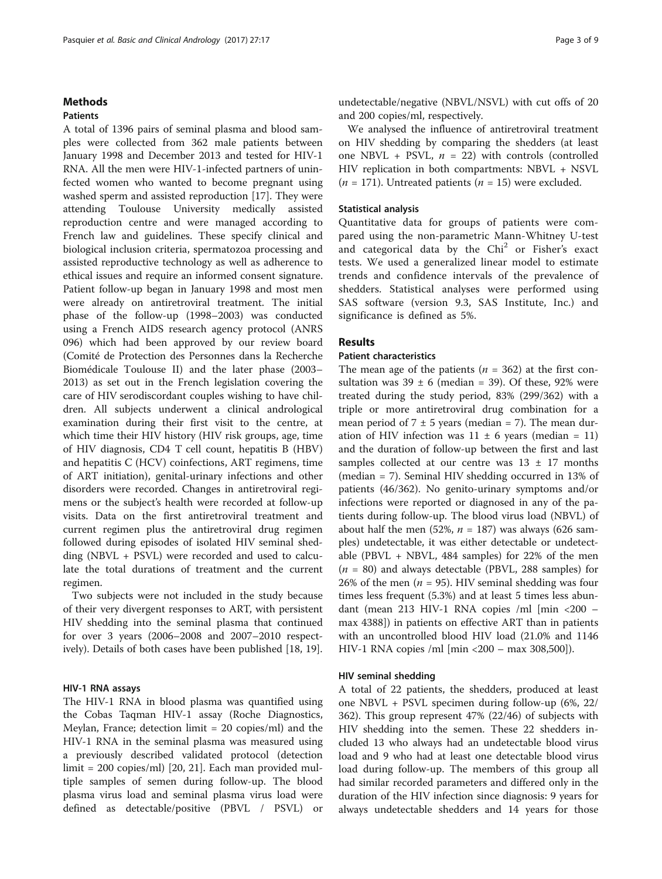## Methods

### Patients

A total of 1396 pairs of seminal plasma and blood samples were collected from 362 male patients between January 1998 and December 2013 and tested for HIV-1 RNA. All the men were HIV-1-infected partners of uninfected women who wanted to become pregnant using washed sperm and assisted reproduction [17]. They were attending Toulouse University medically assisted reproduction centre and were managed according to French law and guidelines. These specify clinical and biological inclusion criteria, spermatozoa processing and assisted reproductive technology as well as adherence to ethical issues and require an informed consent signature. Patient follow-up began in January 1998 and most men were already on antiretroviral treatment. The initial phase of the follow-up (1998–2003) was conducted using a French AIDS research agency protocol (ANRS 096) which had been approved by our review board (Comité de Protection des Personnes dans la Recherche Biomédicale Toulouse II) and the later phase (2003–2013) as set out in the French legislation covering the care of HIV serodiscordant couples wishing to have children. All subjects underwent a clinical andrological examination during their first visit to the centre, at which time their HIV history (HIV risk groups, age, time of HIV diagnosis, CD4 T cell count, hepatitis B (HBV) and hepatitis C (HCV) coinfections, ART regimens, time of ART initiation), genital-urinary infections and other disorders were recorded. Changes in antiretroviral regimens or the subject's health were recorded at follow-up visits. Data on the first antiretroviral treatment and current regimen plus the antiretroviral drug regimen followed during episodes of isolated HIV seminal shedding (NBVL + PSVL) were recorded and used to calculate the total durations of treatment and the current regimen.

Two subjects were not included in the study because of their very divergent responses to ART, with persistent HIV shedding into the seminal plasma that continued for over 3 years (2006–2008 and 2007–2010 respectively). Details of both cases have been published [18, 19].

### HIV-1 RNA assays

The HIV-1 RNA in blood plasma was quantified using the Cobas Taqman HIV-1 assay (Roche Diagnostics, Meylan, France; detection limit = 20 copies/ml) and the HIV-1 RNA in the seminal plasma was measured using a previously described validated protocol (detection limit = 200 copies/ml) [20, 21]. Each man provided multiple samples of semen during follow-up. The blood plasma virus load and seminal plasma virus load were defined as detectable/positive (PBVL / PSVL) or undetectable/negative (NBVL/NSVL) with cut offs of 20 and 200 copies/ml, respectively.

We analysed the influence of antiretroviral treatment on HIV shedding by comparing the shedders (at least one NBVL + PSVL, $n$ = 22) with controls (controlled HIV replication in both compartments: NBVL + NSVL ($n$ = 171). Untreated patients ($n$ = 15) were excluded.

### Statistical analysis

Quantitative data for groups of patients were compared using the non-parametric Mann-Whitney U-test and categorical data by the $Chi^2$ or Fisher's exact tests. We used a generalized linear model to estimate trends and confidence intervals of the prevalence of shedders. Statistical analyses were performed using SAS software (version 9.3, SAS Institute, Inc.) and significance is defined as 5%.

## Results

### Patient characteristics

The mean age of the patients ($n$ = 362) at the first consultation was 39 ± 6 (median = 39). Of these, 92% were treated during the study period, 83% (299/362) with a triple or more antiretroviral drug combination for a mean period of 7 ± 5 years (median = 7). The mean duration of HIV infection was 11 ± 6 years (median = 11) and the duration of follow-up between the first and last samples collected at our centre was 13 ± 17 months (median = 7). Seminal HIV shedding occurred in 13% of patients (46/362). No genito-urinary symptoms and/or infections were reported or diagnosed in any of the patients during follow-up. The blood virus load (NBVL) of about half the men (52%, $n$ = 187) was always (626 samples) undetectable, it was either detectable or undetectable (PBVL + NBVL, 484 samples) for 22% of the men ($n$ = 80) and always detectable (PBVL, 288 samples) for 26% of the men ($n$ = 95). HIV seminal shedding was four times less frequent (5.3%) and at least 5 times less abundant (mean 213 HIV-1 RNA copies /ml [min <200 – max 4388]) in patients on effective ART than in patients with an uncontrolled blood HIV load (21.0% and 1146 HIV-1 RNA copies /ml [min <200 – max 308,500]).

### HIV seminal shedding

A total of 22 patients, the shedders, produced at least one NBVL + PSVL specimen during follow-up (6%, 22/362). This group represent 47% (22/46) of subjects with HIV shedding into the semen. These 22 shedders included 13 who always had an undetectable blood virus load and 9 who had at least one detectable blood virus load during follow-up. The members of this group all had similar recorded parameters and differed only in the duration of the HIV infection since diagnosis: 9 years for always undetectable shedders and 14 years for those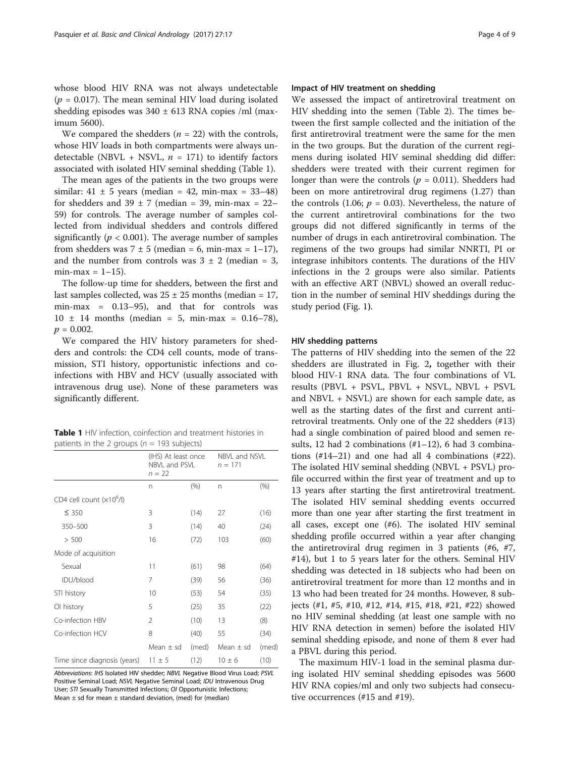whose blood HIV RNA was not always undetectable ($p = 0.017$). The mean seminal HIV load during isolated shedding episodes was 340 ± 613 RNA copies /ml (maximum 5600).

We compared the shedders ($n = 22$) with the controls, whose HIV loads in both compartments were always undetectable (NBVL + NSVL, $n = 171$) to identify factors associated with isolated HIV seminal shedding (Table 1).

The mean ages of the patients in the two groups were similar: 41 ± 5 years (median = 42, min-max = 33–48) for shedders and 39 ± 7 (median = 39, min-max = 22–59) for controls. The average number of samples collected from individual shedders and controls differed significantly ($p < 0.001$). The average number of samples from shedders was 7 ± 5 (median = 6, min-max = 1–17), and the number from controls was 3 ± 2 (median = 3, min-max = 1–15).

The follow-up time for shedders, between the first and last samples collected, was 25 ± 25 months (median = 17, min-max = 0.13–95), and that for controls was 10 ± 14 months (median = 5, min-max = 0.16–78), $p = 0.002$.

We compared the HIV history parameters for shedders and controls: the CD4 cell counts, mode of transmission, STI history, opportunistic infections and co-infections with HBV and HCV (usually associated with intravenous drug use). None of these parameters was significantly different.

**Table 1** HIV infection, coinfection and treatment histories in patients in the 2 groups ($n = 193$ subjects)

| | (IHS) At least once NBVL and PSVL $n = 22$ | | NBVL and NSVL $n = 171$ | |
|---|---|---|---|---|
| | n | (%) | n | (%) |
| CD4 cell count ($\times 10^6$/l) | | | | |
| ≤ 350 | 3 | (14) | 27 | (16) |
| 350–500 | 3 | (14) | 40 | (24) |
| > 500 | 16 | (72) | 103 | (60) |
| Mode of acquisition | | | | |
| Sexual | 11 | (61) | 98 | (64) |
| IDU/blood | 7 | (39) | 56 | (36) |
| STI history | 10 | (53) | 54 | (35) |
| OI history | 5 | (25) | 35 | (22) |
| Co-infection HBV | 2 | (10) | 13 | (8) |
| Co-infection HCV | 8 | (40) | 55 | (34) |
| | Mean ± sd | (med) | Mean ± sd | (med) |
| Time since diagnosis (years) | 11 ± 5 | (12) | 10 ± 6 | (10) |

*Abbreviations*: *IHS* Isolated HIV shedder; *NBVL* Negative Blood Virus Load; *PSVL* Positive Seminal Load; *NSVL* Negative Seminal Load; *IDU* Intravenous Drug User; *STI* Sexually Transmitted Infections; *OI* Opportunistic Infections; Mean ± sd for mean ± standard deviation, (med) for (median)

### Impact of HIV treatment on shedding

We assessed the impact of antiretroviral treatment on HIV shedding into the semen (Table 2). The times between the first sample collected and the initiation of the first antiretroviral treatment were the same for the men in the two groups. But the duration of the current regimens during isolated HIV seminal shedding did differ: shedders were treated with their current regimen for longer than were the controls ($p = 0.011$). Shedders had been on more antiretroviral drug regimens (1.27) than the controls (1.06; $p = 0.03$). Nevertheless, the nature of the current antiretroviral combinations for the two groups did not differed significantly in terms of the number of drugs in each antiretroviral combination. The regimens of the two groups had similar NNRTI, PI or integrase inhibitors contents. The durations of the HIV infections in the 2 groups were also similar. Patients with an effective ART (NBVL) showed an overall reduction in the number of seminal HIV sheddings during the study period (Fig. 1).

### HIV shedding patterns

The patterns of HIV shedding into the semen of the 22 shedders are illustrated in Fig. 2, together with their blood HIV-1 RNA data. The four combinations of VL results (PBVL + PSVL, PBVL + NSVL, NBVL + PSVL and NBVL + NSVL) are shown for each sample date, as well as the starting dates of the first and current antiretroviral treatments. Only one of the 22 shedders (#13) had a single combination of paired blood and semen results, 12 had 2 combinations (#1–12), 6 had 3 combinations (#14–21) and one had all 4 combinations (#22). The isolated HIV seminal shedding (NBVL + PSVL) profile occurred within the first year of treatment and up to 13 years after starting the first antiretroviral treatment. The isolated HIV seminal shedding events occurred more than one year after starting the first treatment in all cases, except one (#6). The isolated HIV seminal shedding profile occurred within a year after changing the antiretroviral drug regimen in 3 patients (#6, #7, #14), but 1 to 5 years later for the others. Seminal HIV shedding was detected in 18 subjects who had been on antiretroviral treatment for more than 12 months and in 13 who had been treated for 24 months. However, 8 subjects (#1, #5, #10, #12, #14, #15, #18, #21, #22) showed no HIV seminal shedding (at least one sample with no HIV RNA detection in semen) before the isolated HIV seminal shedding episode, and none of them 8 ever had a PBVL during this period.

The maximum HIV-1 load in the seminal plasma during isolated HIV seminal shedding episodes was 5600 HIV RNA copies/ml and only two subjects had consecutive occurrences (#15 and #19).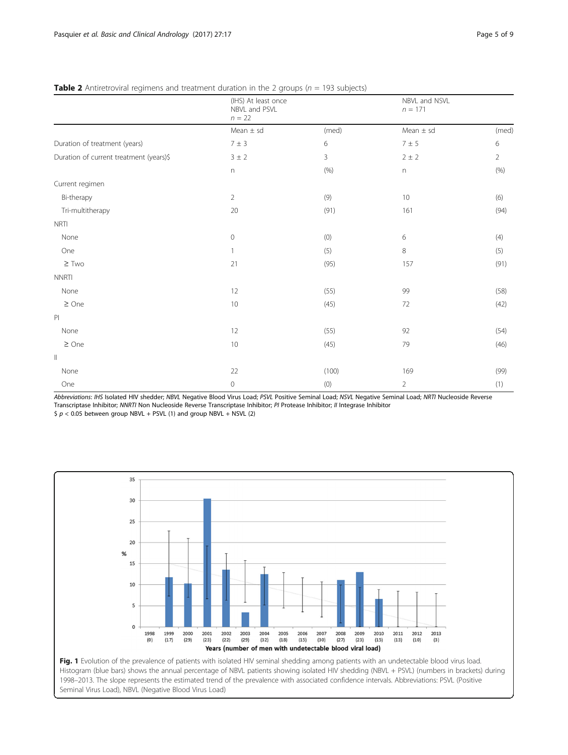**Table 2** Antiretroviral regimens and treatment duration in the 2 groups ($n$ = 193 subjects)

| | (IHS) At least once NBVL and PSVL $n$ = 22 | | NBVL and NSVL $n$ = 171 | |
|---|---|---|---|---|
| | Mean ± sd | (med) | Mean ± sd | (med) |
| Duration of treatment (years) | 7 ± 3 | 6 | 7 ± 5 | 6 |
| Duration of current treatment (years)$ | 3 ± 2 | 3 | 2 ± 2 | 2 |
| | n | (%) | n | (%) |
| Current regimen | | | | |
| Bi-therapy | 2 | (9) | 10 | (6) |
| Tri-multitherapy | 20 | (91) | 161 | (94) |
| NRTI | | | | |
| None | 0 | (0) | 6 | (4) |
| One | 1 | (5) | 8 | (5) |
| ≥ Two | 21 | (95) | 157 | (91) |
| NNRTI | | | | |
| None | 12 | (55) | 99 | (58) |
| ≥ One | 10 | (45) | 72 | (42) |
| PI | | | | |
| None | 12 | (55) | 92 | (54) |
| ≥ One | 10 | (45) | 79 | (46) |
| II | | | | |
| None | 22 | (100) | 169 | (99) |
| One | 0 | (0) | 2 | (1) |

*Abbreviations*: *IHS* Isolated HIV shedder; *NBVL* Negative Blood Virus Load; *PSVL* Positive Seminal Load; *NSVL* Negative Seminal Load; *NRTI* Nucleoside Reverse Transcriptase Inhibitor; *NNRTI* Non Nucleoside Reverse Transcriptase Inhibitor; *PI* Protease Inhibitor; *II* Integrase Inhibitor
$ $p < 0.05$ between group NBVL + PSVL (1) and group NBVL + NSVL (2)

**Fig. 1** Evolution of the prevalence of patients with isolated HIV seminal shedding among patients with an undetectable blood virus load. Histogram (blue bars) shows the annual percentage of NBVL patients showing isolated HIV shedding (NBVL + PSVL) (numbers in brackets) during 1998–2013. The slope represents the estimated trend of the prevalence with associated confidence intervals. Abbreviations: PSVL (Positive Seminal Virus Load), NBVL (Negative Blood Virus Load)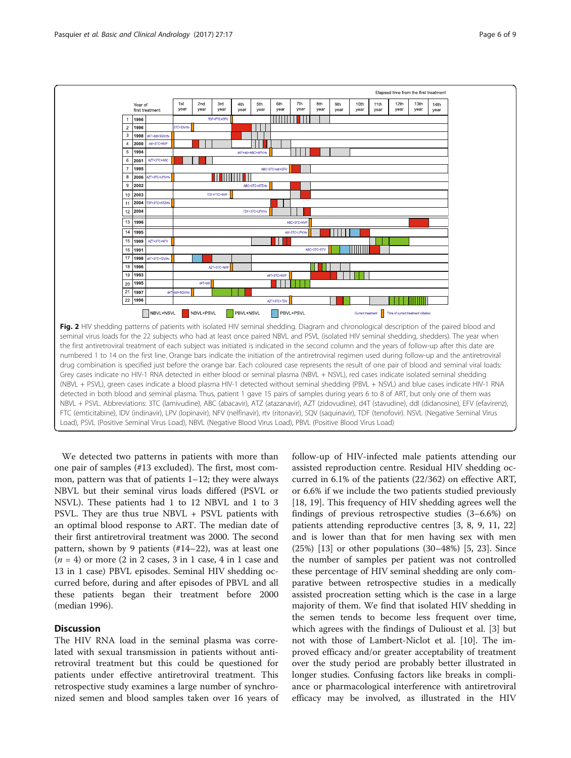**Fig. 2** HIV shedding patterns of patients with isolated HIV seminal shedding. Diagram and chronological description of the paired blood and seminal virus loads for the 22 subjects who had at least once paired NBVL and PSVL (isolated HIV seminal shedding, shedders). The year when the first antiretroviral treatment of each subject was initiated is indicated in the second column and the years of follow-up after this date are numbered 1 to 14 on the first line. Orange bars indicate the initiation of the antiretroviral regimen used during follow-up and the antiretroviral drug combination is specified just before the orange bar. Each coloured case represents the result of one pair of blood and seminal viral loads: Grey cases indicate no HIV-1 RNA detected in either blood or seminal plasma (NBVL + NSVL), red cases indicate isolated seminal shedding (NBVL + PSVL), green cases indicate a blood plasma HIV-1 detected without seminal shedding (PBVL + NSVL) and blue cases indicate HIV-1 RNA detected in both blood and seminal plasma. Thus, patient 1 gave 15 pairs of samples during years 6 to 8 of ART, but only one of them was NBVL + PSVL. Abbreviations: 3TC (lamivudine), ABC (abacavir), ATZ (atazanavir), AZT (zidovudine), d4T (stavudine), ddI (didanosine), EFV (efavirenz), FTC (emticitabine), IDV (indinavir), LPV (lopinavir), NFV (nelfinavir), rtv (ritonavir), SQV (saquinavir), TDF (tenofovir). NSVL (Negative Seminal Virus Load), PSVL (Positive Seminal Virus Load), NBVL (Negative Blood Virus Load), PBVL (Positive Blood Virus Load)

We detected two patterns in patients with more than one pair of samples (#13 excluded). The first, most common, pattern was that of patients 1–12; they were always NBVL but their seminal virus loads differed (PSVL or NSVL). These patients had 1 to 12 NBVL and 1 to 3 PSVL. They are thus true NBVL + PSVL patients with an optimal blood response to ART. The median date of their first antiretroviral treatment was 2000. The second pattern, shown by 9 patients (#14–22), was at least one ($n = 4$) or more (2 in 2 cases, 3 in 1 case, 4 in 1 case and 13 in 1 case) PBVL episodes. Seminal HIV shedding occurred before, during and after episodes of PBVL and all these patients began their treatment before 2000 (median 1996).

## Discussion

The HIV RNA load in the seminal plasma was correlated with sexual transmission in patients without antiretroviral treatment but this could be questioned for patients under effective antiretroviral treatment. This retrospective study examines a large number of synchronized semen and blood samples taken over 16 years of follow-up of HIV-infected male patients attending our assisted reproduction centre. Residual HIV shedding occurred in 6.1% of the patients (22/362) on effective ART, or 6.6% if we include the two patients studied previously [18, 19]. This frequency of HIV shedding agrees well the findings of previous retrospective studies (3–6.6%) on patients attending reproductive centres [3, 8, 9, 11, 22] and is lower than that for men having sex with men (25%) [13] or other populations (30–48%) [5, 23]. Since the number of samples per patient was not controlled these percentage of HIV seminal shedding are only comparative between retrospective studies in a medically assisted procreation setting which is the case in a large majority of them. We find that isolated HIV shedding in the semen tends to become less frequent over time, which agrees with the findings of Dulioust et al. [3] but not with those of Lambert-Niclot et al. [10]. The improved efficacy and/or greater acceptability of treatment over the study period are probably better illustrated in longer studies. Confusing factors like breaks in compliance or pharmacological interference with antiretroviral efficacy may be involved, as illustrated in the HIV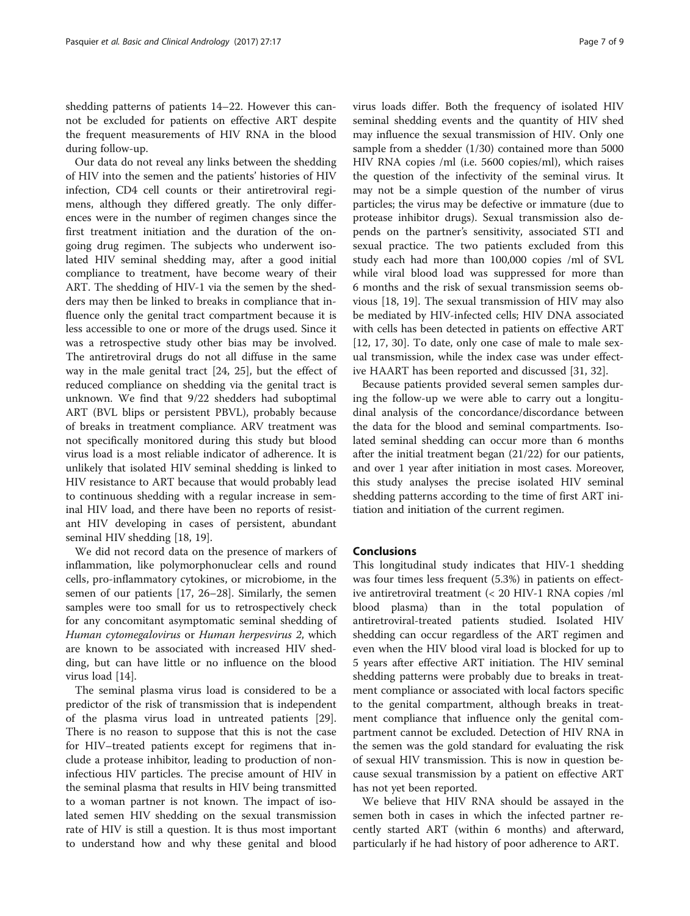shedding patterns of patients 14–22. However this cannot be excluded for patients on effective ART despite the frequent measurements of HIV RNA in the blood during follow-up.

Our data do not reveal any links between the shedding of HIV into the semen and the patients' histories of HIV infection, CD4 cell counts or their antiretroviral regimens, although they differed greatly. The only differences were in the number of regimen changes since the first treatment initiation and the duration of the ongoing drug regimen. The subjects who underwent isolated HIV seminal shedding may, after a good initial compliance to treatment, have become weary of their ART. The shedding of HIV-1 via the semen by the shedders may then be linked to breaks in compliance that influence only the genital tract compartment because it is less accessible to one or more of the drugs used. Since it was a retrospective study other bias may be involved. The antiretroviral drugs do not all diffuse in the same way in the male genital tract [24, 25], but the effect of reduced compliance on shedding via the genital tract is unknown. We find that 9/22 shedders had suboptimal ART (BVL blips or persistent PBVL), probably because of breaks in treatment compliance. ARV treatment was not specifically monitored during this study but blood virus load is a most reliable indicator of adherence. It is unlikely that isolated HIV seminal shedding is linked to HIV resistance to ART because that would probably lead to continuous shedding with a regular increase in seminal HIV load, and there have been no reports of resistant HIV developing in cases of persistent, abundant seminal HIV shedding [18, 19].

We did not record data on the presence of markers of inflammation, like polymorphonuclear cells and round cells, pro-inflammatory cytokines, or microbiome, in the semen of our patients [17, 26–28]. Similarly, the semen samples were too small for us to retrospectively check for any concomitant asymptomatic seminal shedding of *Human cytomegalovirus* or *Human herpesvirus 2*, which are known to be associated with increased HIV shedding, but can have little or no influence on the blood virus load [14].

The seminal plasma virus load is considered to be a predictor of the risk of transmission that is independent of the plasma virus load in untreated patients [29]. There is no reason to suppose that this is not the case for HIV–treated patients except for regimens that include a protease inhibitor, leading to production of non-infectious HIV particles. The precise amount of HIV in the seminal plasma that results in HIV being transmitted to a woman partner is not known. The impact of isolated semen HIV shedding on the sexual transmission rate of HIV is still a question. It is thus most important to understand how and why these genital and blood virus loads differ. Both the frequency of isolated HIV seminal shedding events and the quantity of HIV shed may influence the sexual transmission of HIV. Only one sample from a shedder (1/30) contained more than 5000 HIV RNA copies /ml (i.e. 5600 copies/ml), which raises the question of the infectivity of the seminal virus. It may not be a simple question of the number of virus particles; the virus may be defective or immature (due to protease inhibitor drugs). Sexual transmission also depends on the partner's sensitivity, associated STI and sexual practice. The two patients excluded from this study each had more than 100,000 copies /ml of SVL while viral blood load was suppressed for more than 6 months and the risk of sexual transmission seems obvious [18, 19]. The sexual transmission of HIV may also be mediated by HIV-infected cells; HIV DNA associated with cells has been detected in patients on effective ART [12, 17, 30]. To date, only one case of male to male sexual transmission, while the index case was under effective HAART has been reported and discussed [31, 32].

Because patients provided several semen samples during the follow-up we were able to carry out a longitudinal analysis of the concordance/discordance between the data for the blood and seminal compartments. Isolated seminal shedding can occur more than 6 months after the initial treatment began (21/22) for our patients, and over 1 year after initiation in most cases. Moreover, this study analyses the precise isolated HIV seminal shedding patterns according to the time of first ART initiation and initiation of the current regimen.

## Conclusions

This longitudinal study indicates that HIV-1 shedding was four times less frequent (5.3%) in patients on effective antiretroviral treatment (< 20 HIV-1 RNA copies /ml blood plasma) than in the total population of antiretroviral-treated patients studied. Isolated HIV shedding can occur regardless of the ART regimen and even when the HIV blood viral load is blocked for up to 5 years after effective ART initiation. The HIV seminal shedding patterns were probably due to breaks in treatment compliance or associated with local factors specific to the genital compartment, although breaks in treatment compliance that influence only the genital compartment cannot be excluded. Detection of HIV RNA in the semen was the gold standard for evaluating the risk of sexual HIV transmission. This is now in question because sexual transmission by a patient on effective ART has not yet been reported.

We believe that HIV RNA should be assayed in the semen both in cases in which the infected partner recently started ART (within 6 months) and afterward, particularly if he had history of poor adherence to ART.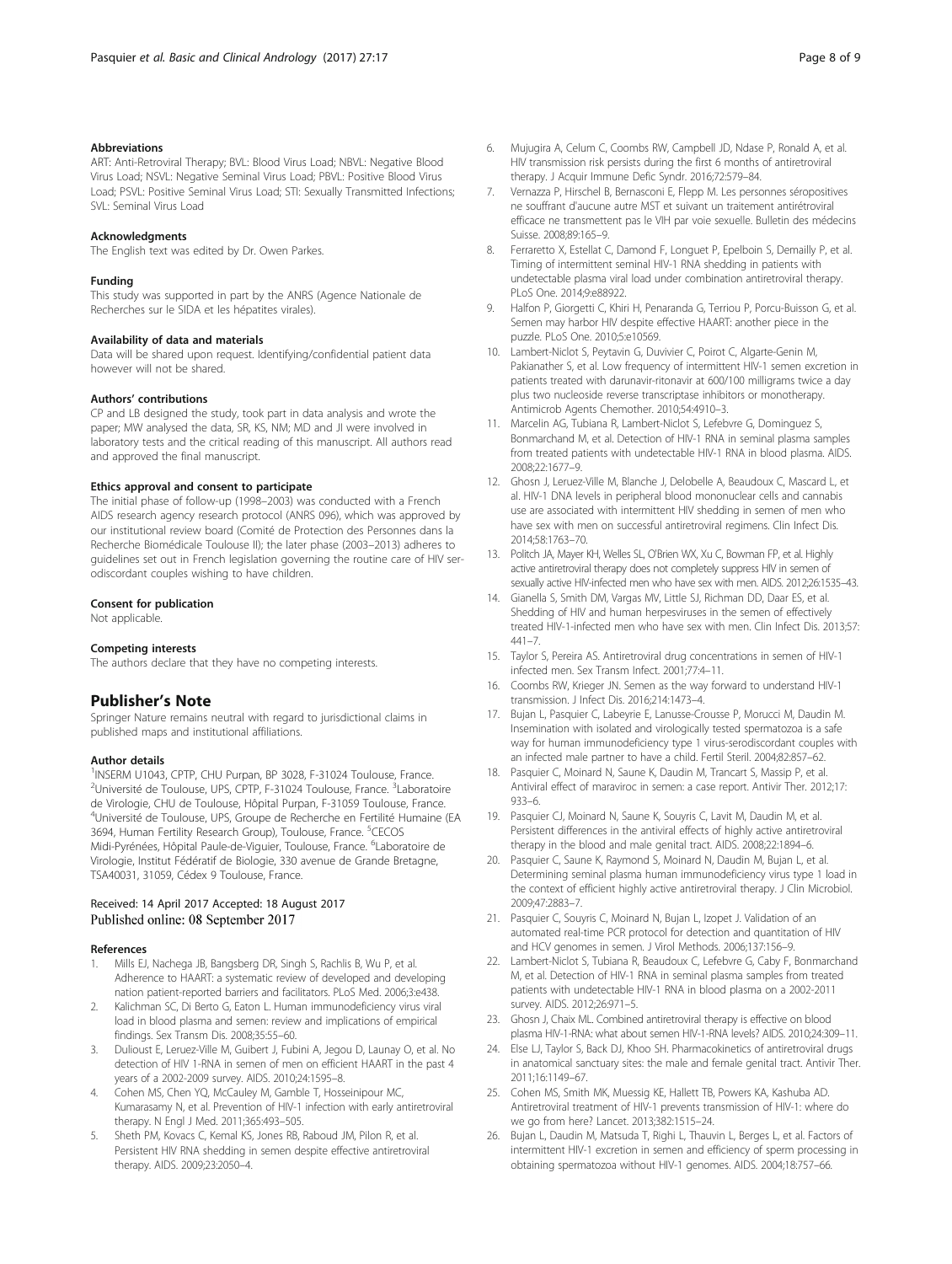#### Abbreviations

ART: Anti-Retroviral Therapy; BVL: Blood Virus Load; NBVL: Negative Blood Virus Load; NSVL: Negative Seminal Virus Load; PBVL: Positive Blood Virus Load; PSVL: Positive Seminal Virus Load; STI: Sexually Transmitted Infections; SVL: Seminal Virus Load

#### Acknowledgments

The English text was edited by Dr. Owen Parkes.

#### Funding

This study was supported in part by the ANRS (Agence Nationale de Recherches sur le SIDA et les hépatites virales).

#### Availability of data and materials

Data will be shared upon request. Identifying/confidential patient data however will not be shared.

#### Authors' contributions

CP and LB designed the study, took part in data analysis and wrote the paper; MW analysed the data, SR, KS, NM; MD and JI were involved in laboratory tests and the critical reading of this manuscript. All authors read and approved the final manuscript.

#### Ethics approval and consent to participate

The initial phase of follow-up (1998–2003) was conducted with a French AIDS research agency research protocol (ANRS 096), which was approved by our institutional review board (Comité de Protection des Personnes dans la Recherche Biomédicale Toulouse II); the later phase (2003–2013) adheres to guidelines set out in French legislation governing the routine care of HIV serodiscordant couples wishing to have children.

#### Consent for publication

Not applicable.

#### Competing interests

The authors declare that they have no competing interests.

## Publisher's Note

Springer Nature remains neutral with regard to jurisdictional claims in published maps and institutional affiliations.

#### Author details

[1]INSERM U1043, CPTP, CHU Purpan, BP 3028, F-31024 Toulouse, France. [2]Université de Toulouse, UPS, CPTP, F-31024 Toulouse, France. [3]Laboratoire de Virologie, CHU de Toulouse, Hôpital Purpan, F-31059 Toulouse, France. [4]Université de Toulouse, UPS, Groupe de Recherche en Fertilité Humaine (EA 3694, Human Fertility Research Group), Toulouse, France. [5]CECOS Midi-Pyrénées, Hôpital Paule-de-Viguier, Toulouse, France. [6]Laboratoire de Virologie, Institut Fédératif de Biologie, 330 avenue de Grande Bretagne, TSA40031, 31059, Cédex 9 Toulouse, France.

Received: 14 April 2017 Accepted: 18 August 2017
Published online: 08 September 2017

#### References

1. Mills EJ, Nachega JB, Bangsberg DR, Singh S, Rachlis B, Wu P, et al. Adherence to HAART: a systematic review of developed and developing nation patient-reported barriers and facilitators. PLoS Med. 2006;3:e438.
2. Kalichman SC, Di Berto G, Eaton L. Human immunodeficiency virus viral load in blood plasma and semen: review and implications of empirical findings. Sex Transm Dis. 2008;35:55–60.
3. Dulioust E, Leruez-Ville M, Guibert J, Fubini A, Jegou D, Launay O, et al. No detection of HIV 1-RNA in semen of men on efficient HAART in the past 4 years of a 2002-2009 survey. AIDS. 2010;24:1595–8.
4. Cohen MS, Chen YQ, McCauley M, Gamble T, Hosseinipour MC, Kumarasamy N, et al. Prevention of HIV-1 infection with early antiretroviral therapy. N Engl J Med. 2011;365:493–505.
5. Sheth PM, Kovacs C, Kemal KS, Jones RB, Raboud JM, Pilon R, et al. Persistent HIV RNA shedding in semen despite effective antiretroviral therapy. AIDS. 2009;23:2050–4.
6. Mujugira A, Celum C, Coombs RW, Campbell JD, Ndase P, Ronald A, et al. HIV transmission risk persists during the first 6 months of antiretroviral therapy. J Acquir Immune Defic Syndr. 2016;72:579–84.
7. Vernazza P, Hirschel B, Bernasconi E, Flepp M. Les personnes séropositives ne souffrant d'aucune autre MST et suivant un traitement antirétroviral efficace ne transmettent pas le VIH par voie sexuelle. Bulletin des médecins Suisse. 2008;89:165–9.
8. Ferraretto X, Estellat C, Damond F, Longuet P, Epelboin S, Demailly P, et al. Timing of intermittent seminal HIV-1 RNA shedding in patients with undetectable plasma viral load under combination antiretroviral therapy. PLoS One. 2014;9:e88922.
9. Halfon P, Giorgetti C, Khiri H, Penaranda G, Terriou P, Porcu-Buisson G, et al. Semen may harbor HIV despite effective HAART: another piece in the puzzle. PLoS One. 2010;5:e10569.
10. Lambert-Niclot S, Peytavin G, Duvivier C, Poirot C, Algarte-Genin M, Pakianather S, et al. Low frequency of intermittent HIV-1 semen excretion in patients treated with darunavir-ritonavir at 600/100 milligrams twice a day plus two nucleoside reverse transcriptase inhibitors or monotherapy. Antimicrob Agents Chemother. 2010;54:4910–3.
11. Marcelin AG, Tubiana R, Lambert-Niclot S, Lefebvre G, Dominguez S, Bonmarchand M, et al. Detection of HIV-1 RNA in seminal plasma samples from treated patients with undetectable HIV-1 RNA in blood plasma. AIDS. 2008;22:1677–9.
12. Ghosn J, Leruez-Ville M, Blanche J, Delobelle A, Beaudoux C, Mascard L, et al. HIV-1 DNA levels in peripheral blood mononuclear cells and cannabis use are associated with intermittent HIV shedding in semen of men who have sex with men on successful antiretroviral regimens. Clin Infect Dis. 2014;58:1763–70.
13. Politch JA, Mayer KH, Welles SL, O'Brien WX, Xu C, Bowman FP, et al. Highly active antiretroviral therapy does not completely suppress HIV in semen of sexually active HIV-infected men who have sex with men. AIDS. 2012;26:1535–43.
14. Gianella S, Smith DM, Vargas MV, Little SJ, Richman DD, Daar ES, et al. Shedding of HIV and human herpesviruses in the semen of effectively treated HIV-1-infected men who have sex with men. Clin Infect Dis. 2013;57:441–7.
15. Taylor S, Pereira AS. Antiretroviral drug concentrations in semen of HIV-1 infected men. Sex Transm Infect. 2001;77:4–11.
16. Coombs RW, Krieger JN. Semen as the way forward to understand HIV-1 transmission. J Infect Dis. 2016;214:1473–4.
17. Bujan L, Pasquier C, Labeyrie E, Lanusse-Crousse P, Morucci M, Daudin M. Insemination with isolated and virologically tested spermatozoa is a safe way for human immunodeficiency type 1 virus-serodiscordant couples with an infected male partner to have a child. Fertil Steril. 2004;82:857–62.
18. Pasquier C, Moinard N, Saune K, Daudin M, Trancart S, Massip P, et al. Antiviral effect of maraviroc in semen: a case report. Antivir Ther. 2012;17:933–6.
19. Pasquier CJ, Moinard N, Saune K, Souyris C, Lavit M, Daudin M, et al. Persistent differences in the antiviral effects of highly active antiretroviral therapy in the blood and male genital tract. AIDS. 2008;22:1894–6.
20. Pasquier C, Saune K, Raymond S, Moinard N, Daudin M, Bujan L, et al. Determining seminal plasma human immunodeficiency virus type 1 load in the context of efficient highly active antiretroviral therapy. J Clin Microbiol. 2009;47:2883–7.
21. Pasquier C, Souyris C, Moinard N, Bujan L, Izopet J. Validation of an automated real-time PCR protocol for detection and quantitation of HIV and HCV genomes in semen. J Virol Methods. 2006;137:156–9.
22. Lambert-Niclot S, Tubiana R, Beaudoux C, Lefebvre G, Caby F, Bonmarchand M, et al. Detection of HIV-1 RNA in seminal plasma samples from treated patients with undetectable HIV-1 RNA in blood plasma on a 2002-2011 survey. AIDS. 2012;26:971–5.
23. Ghosn J, Chaix ML. Combined antiretroviral therapy is effective on blood plasma HIV-1-RNA: what about semen HIV-1-RNA levels? AIDS. 2010;24:309–11.
24. Else LJ, Taylor S, Back DJ, Khoo SH. Pharmacokinetics of antiretroviral drugs in anatomical sanctuary sites: the male and female genital tract. Antivir Ther. 2011;16:1149–67.
25. Cohen MS, Smith MK, Muessig KE, Hallett TB, Powers KA, Kashuba AD. Antiretroviral treatment of HIV-1 prevents transmission of HIV-1: where do we go from here? Lancet. 2013;382:1515–24.
26. Bujan L, Daudin M, Matsuda T, Righi L, Thauvin L, Berges L, et al. Factors of intermittent HIV-1 excretion in semen and efficiency of sperm processing in obtaining spermatozoa without HIV-1 genomes. AIDS. 2004;18:757–66.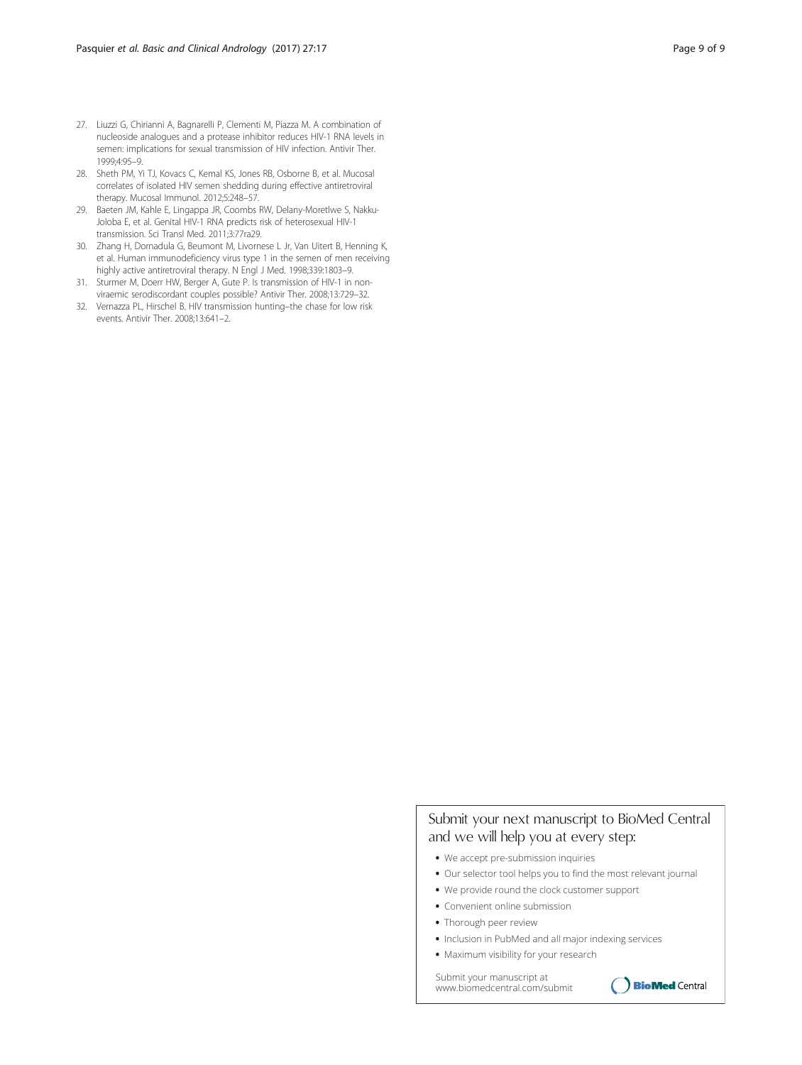27. Liuzzi G, Chirianni A, Bagnarelli P, Clementi M, Piazza M. A combination of nucleoside analogues and a protease inhibitor reduces HIV-1 RNA levels in semen: implications for sexual transmission of HIV infection. Antivir Ther. 1999;4:95–9.
28. Sheth PM, Yi TJ, Kovacs C, Kemal KS, Jones RB, Osborne B, et al. Mucosal correlates of isolated HIV semen shedding during effective antiretroviral therapy. Mucosal Immunol. 2012;5:248–57.
29. Baeten JM, Kahle E, Lingappa JR, Coombs RW, Delany-Moretlwe S, Nakku-Joloba E, et al. Genital HIV-1 RNA predicts risk of heterosexual HIV-1 transmission. Sci Transl Med. 2011;3:77ra29.
30. Zhang H, Dornadula G, Beumont M, Livornese L Jr, Van Uitert B, Henning K, et al. Human immunodeficiency virus type 1 in the semen of men receiving highly active antiretroviral therapy. N Engl J Med. 1998;339:1803–9.
31. Sturmer M, Doerr HW, Berger A, Gute P. Is transmission of HIV-1 in non-viraemic serodiscordant couples possible? Antivir Ther. 2008;13:729–32.
32. Vernazza PL, Hirschel B. HIV transmission hunting–the chase for low risk events. Antivir Ther. 2008;13:641–2.

Submit your next manuscript to BioMed Central and we will help you at every step:

- We accept pre-submission inquiries
- Our selector tool helps you to find the most relevant journal
- We provide round the clock customer support
- Convenient online submission
- Thorough peer review
- Inclusion in PubMed and all major indexing services
- Maximum visibility for your research

Submit your manuscript at www.biomedcentral.com/submit

BioMed Central